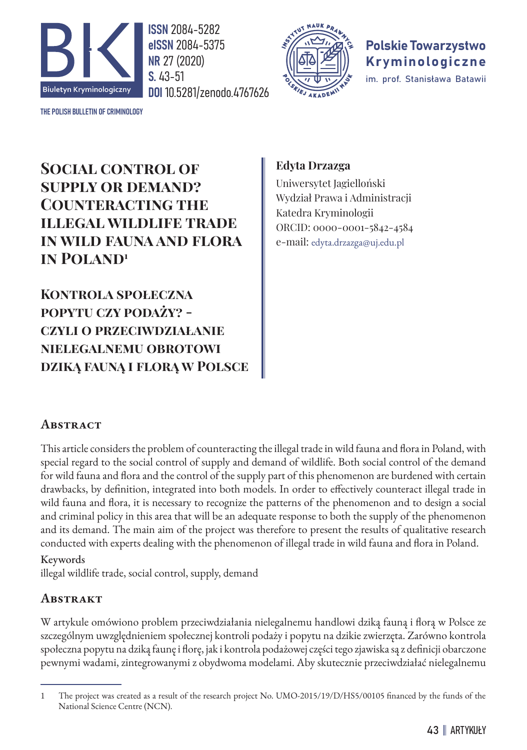# Social control of supply or demand? Counteracting the illegal wildlife trade in wild fauna and flora in Poland[1]

# Kontrola społeczna popytu czy podaży? – czyli o przeciwdziałanie nielegalnemu obrotowi dziką fauną i florą w Polsce

**Edyta Drzazga**

Uniwersytet Jagielloński
Wydział Prawa i Administracji
Katedra Kryminologii
ORCID: 0000-0001-5842-4584
e-mail: edyta.drzazga@uj.edu.pl

## Abstract

This article considers the problem of counteracting the illegal trade in wild fauna and flora in Poland, with special regard to the social control of supply and demand of wildlife. Both social control of the demand for wild fauna and flora and the control of the supply part of this phenomenon are burdened with certain drawbacks, by definition, integrated into both models. In order to effectively counteract illegal trade in wild fauna and flora, it is necessary to recognize the patterns of the phenomenon and to design a social and criminal policy in this area that will be an adequate response to both the supply of the phenomenon and its demand. The main aim of the project was therefore to present the results of qualitative research conducted with experts dealing with the phenomenon of illegal trade in wild fauna and flora in Poland.

Keywords
illegal wildlife trade, social control, supply, demand

## Abstrakt

W artykule omówiono problem przeciwdziałania nielegalnemu handlowi dziką fauną i florą w Polsce ze szczególnym uwzględnieniem społecznej kontroli podaży i popytu na dzikie zwierzęta. Zarówno kontrola społeczna popytu na dziką faunę i florę, jak i kontrola podażowej części tego zjawiska są z definicji obarczone pewnymi wadami, zintegrowanymi z obydwoma modelami. Aby skutecznie przeciwdziałać nielegalnemu

---

[1] The project was created as a result of the research project No. UMO-2015/19/D/HS5/00105 financed by the funds of the National Science Centre (NCN).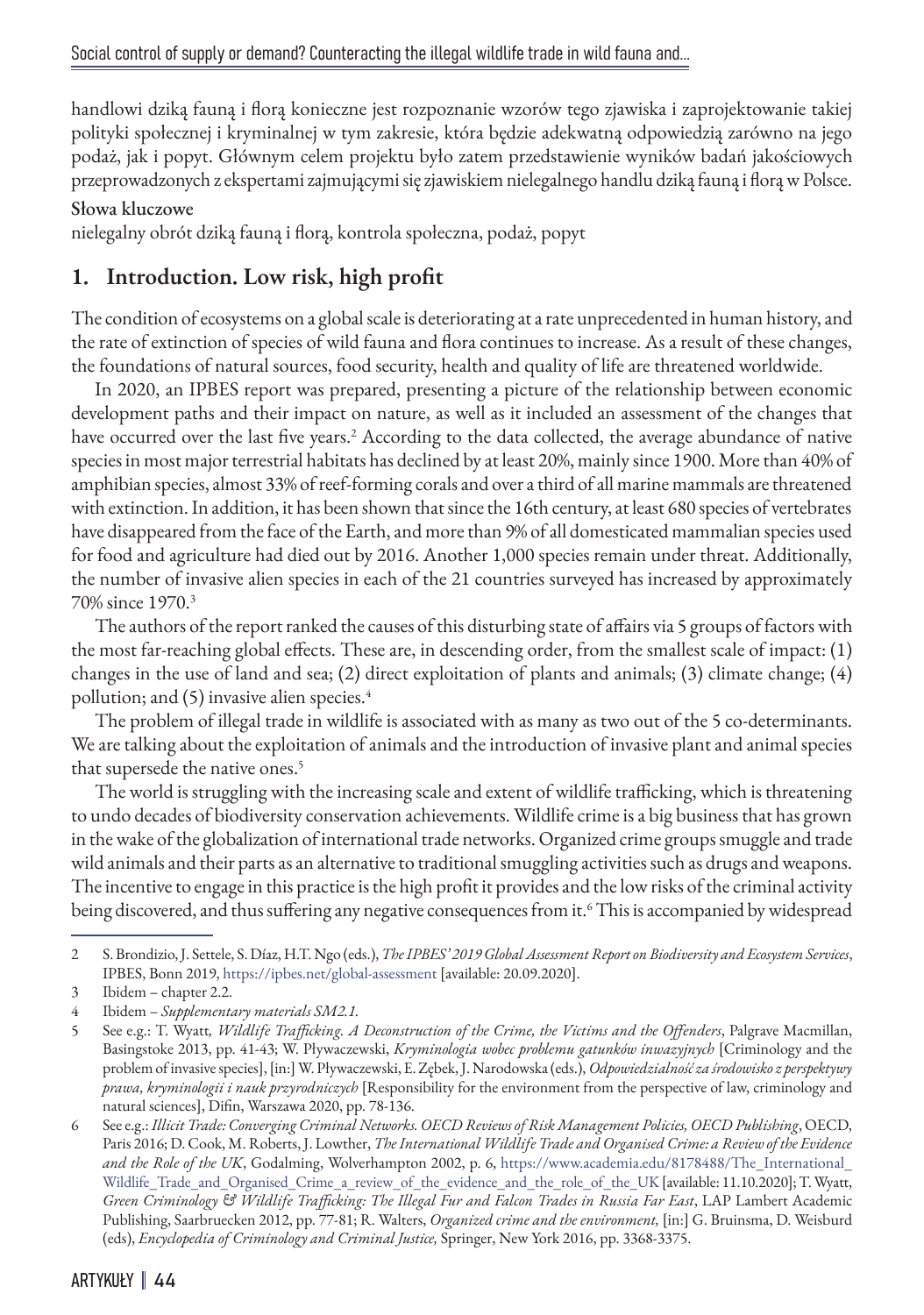handlowi dziką fauną i florą konieczne jest rozpoznanie wzorów tego zjawiska i zaprojektowanie takiej polityki społecznej i kryminalnej w tym zakresie, która będzie adekwatną odpowiedzią zarówno na jego podaż, jak i popyt. Głównym celem projektu było zatem przedstawienie wyników badań jakościowych przeprowadzonych z ekspertami zajmującymi się zjawiskiem nielegalnego handlu dziką fauną i florą w Polsce.

**Słowa kluczowe**

nielegalny obrót dziką fauną i florą, kontrola społeczna, podaż, popyt

## 1. Introduction. Low risk, high profit

The condition of ecosystems on a global scale is deteriorating at a rate unprecedented in human history, and the rate of extinction of species of wild fauna and flora continues to increase. As a result of these changes, the foundations of natural sources, food security, health and quality of life are threatened worldwide.

In 2020, an IPBES report was prepared, presenting a picture of the relationship between economic development paths and their impact on nature, as well as it included an assessment of the changes that have occurred over the last five years.[2] According to the data collected, the average abundance of native species in most major terrestrial habitats has declined by at least 20%, mainly since 1900. More than 40% of amphibian species, almost 33% of reef-forming corals and over a third of all marine mammals are threatened with extinction. In addition, it has been shown that since the 16th century, at least 680 species of vertebrates have disappeared from the face of the Earth, and more than 9% of all domesticated mammalian species used for food and agriculture had died out by 2016. Another 1,000 species remain under threat. Additionally, the number of invasive alien species in each of the 21 countries surveyed has increased by approximately 70% since 1970.[3]

The authors of the report ranked the causes of this disturbing state of affairs via 5 groups of factors with the most far-reaching global effects. These are, in descending order, from the smallest scale of impact: (1) changes in the use of land and sea; (2) direct exploitation of plants and animals; (3) climate change; (4) pollution; and (5) invasive alien species.[4]

The problem of illegal trade in wildlife is associated with as many as two out of the 5 co-determinants. We are talking about the exploitation of animals and the introduction of invasive plant and animal species that supersede the native ones.[5]

The world is struggling with the increasing scale and extent of wildlife trafficking, which is threatening to undo decades of biodiversity conservation achievements. Wildlife crime is a big business that has grown in the wake of the globalization of international trade networks. Organized crime groups smuggle and trade wild animals and their parts as an alternative to traditional smuggling activities such as drugs and weapons. The incentive to engage in this practice is the high profit it provides and the low risks of the criminal activity being discovered, and thus suffering any negative consequences from it.[6] This is accompanied by widespread

---

2 S. Brondizio, J. Settele, S. Díaz, H.T. Ngo (eds.), *The IPBES' 2019 Global Assessment Report on Biodiversity and Ecosystem Services*, IPBES, Bonn 2019, https://ipbes.net/global-assessment [available: 20.09.2020].

3 Ibidem – chapter 2.2.

4 Ibidem – *Supplementary materials SM2.1.*

5 See e.g.: T. Wyatt, *Wildlife Trafficking. A Deconstruction of the Crime, the Victims and the Offenders*, Palgrave Macmillan, Basingstoke 2013, pp. 41-43; W. Pływaczewski, *Kryminologia wobec problemu gatunków inwazyjnych* [Criminology and the problem of invasive species], [in:] W. Pływaczewski, E. Zębek, J. Narodowska (eds.), *Odpowiedzialność za środowisko z perspektywy prawa, kryminologii i nauk przyrodniczych* [Responsibility for the environment from the perspective of law, criminology and natural sciences], Difin, Warszawa 2020, pp. 78-136.

6 See e.g.: *Illicit Trade: Converging Criminal Networks. OECD Reviews of Risk Management Policies, OECD Publishing*, OECD, Paris 2016; D. Cook, M. Roberts, J. Lowther, *The International Wildlife Trade and Organised Crime: a Review of the Evidence and the Role of the UK*, Godalming, Wolverhampton 2002, p. 6, https://www.academia.edu/8178488/The_International_Wildlife_Trade_and_Organised_Crime_a_review_of_the_evidence_and_the_role_of_the_UK [available: 11.10.2020]; T. Wyatt, *Green Criminology & Wildlife Trafficking: The Illegal Fur and Falcon Trades in Russia Far East*, LAP Lambert Academic Publishing, Saarbruecken 2012, pp. 77-81; R. Walters, *Organized crime and the environment,* [in:] G. Bruinsma, D. Weisburd (eds), *Encyclopedia of Criminology and Criminal Justice,* Springer, New York 2016, pp. 3368-3375.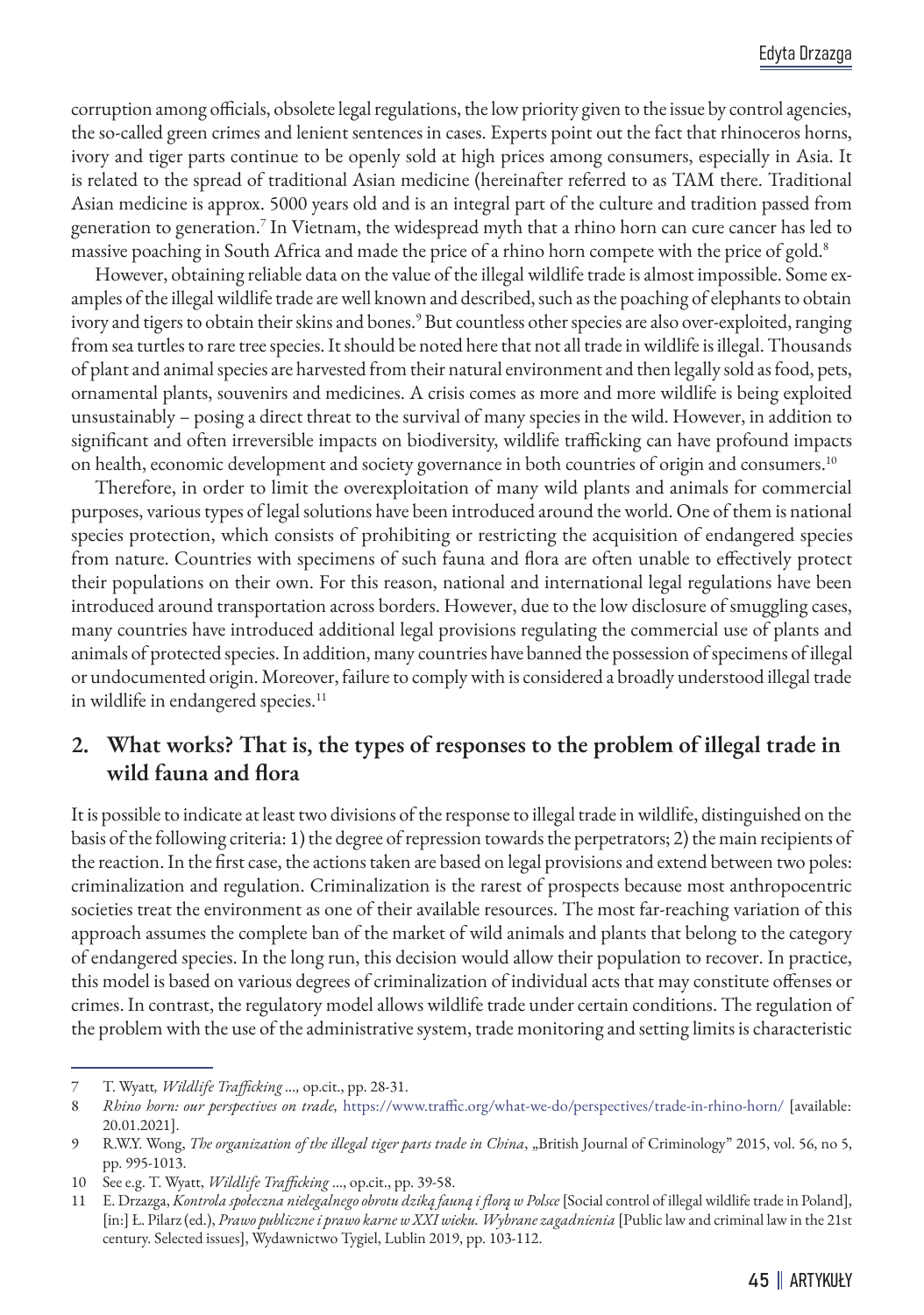corruption among officials, obsolete legal regulations, the low priority given to the issue by control agencies, the so-called green crimes and lenient sentences in cases. Experts point out the fact that rhinoceros horns, ivory and tiger parts continue to be openly sold at high prices among consumers, especially in Asia. It is related to the spread of traditional Asian medicine (hereinafter referred to as TAM there. Traditional Asian medicine is approx. 5000 years old and is an integral part of the culture and tradition passed from generation to generation.[7] In Vietnam, the widespread myth that a rhino horn can cure cancer has led to massive poaching in South Africa and made the price of a rhino horn compete with the price of gold.[8]

However, obtaining reliable data on the value of the illegal wildlife trade is almost impossible. Some examples of the illegal wildlife trade are well known and described, such as the poaching of elephants to obtain ivory and tigers to obtain their skins and bones.[9] But countless other species are also over-exploited, ranging from sea turtles to rare tree species. It should be noted here that not all trade in wildlife is illegal. Thousands of plant and animal species are harvested from their natural environment and then legally sold as food, pets, ornamental plants, souvenirs and medicines. A crisis comes as more and more wildlife is being exploited unsustainably – posing a direct threat to the survival of many species in the wild. However, in addition to significant and often irreversible impacts on biodiversity, wildlife trafficking can have profound impacts on health, economic development and society governance in both countries of origin and consumers.[10]

Therefore, in order to limit the overexploitation of many wild plants and animals for commercial purposes, various types of legal solutions have been introduced around the world. One of them is national species protection, which consists of prohibiting or restricting the acquisition of endangered species from nature. Countries with specimens of such fauna and flora are often unable to effectively protect their populations on their own. For this reason, national and international legal regulations have been introduced around transportation across borders. However, due to the low disclosure of smuggling cases, many countries have introduced additional legal provisions regulating the commercial use of plants and animals of protected species. In addition, many countries have banned the possession of specimens of illegal or undocumented origin. Moreover, failure to comply with is considered a broadly understood illegal trade in wildlife in endangered species.[11]

## 2. What works? That is, the types of responses to the problem of illegal trade in wild fauna and flora

It is possible to indicate at least two divisions of the response to illegal trade in wildlife, distinguished on the basis of the following criteria: 1) the degree of repression towards the perpetrators; 2) the main recipients of the reaction. In the first case, the actions taken are based on legal provisions and extend between two poles: criminalization and regulation. Criminalization is the rarest of prospects because most anthropocentric societies treat the environment as one of their available resources. The most far-reaching variation of this approach assumes the complete ban of the market of wild animals and plants that belong to the category of endangered species. In the long run, this decision would allow their population to recover. In practice, this model is based on various degrees of criminalization of individual acts that may constitute offenses or crimes. In contrast, the regulatory model allows wildlife trade under certain conditions. The regulation of the problem with the use of the administrative system, trade monitoring and setting limits is characteristic

---

7 T. Wyatt, *Wildlife Trafficking ...,* op.cit., pp. 28-31.

8 *Rhino horn: our perspectives on trade,* https://www.traffic.org/what-we-do/perspectives/trade-in-rhino-horn/ [available: 20.01.2021].

9 R.W.Y. Wong, *The organization of the illegal tiger parts trade in China*, „British Journal of Criminology" 2015, vol. 56, no 5, pp. 995-1013.

10 See e.g. T. Wyatt, *Wildlife Trafficking* ..., op.cit., pp. 39-58.

11 E. Drzazga, *Kontrola społeczna nielegalnego obrotu dziką fauną i florą w Polsce* [Social control of illegal wildlife trade in Poland], [in:] Ł. Pilarz (ed.), *Prawo publiczne i prawo karne w XXI wieku. Wybrane zagadnienia* [Public law and criminal law in the 21st century. Selected issues], Wydawnictwo Tygiel, Lublin 2019, pp. 103-112.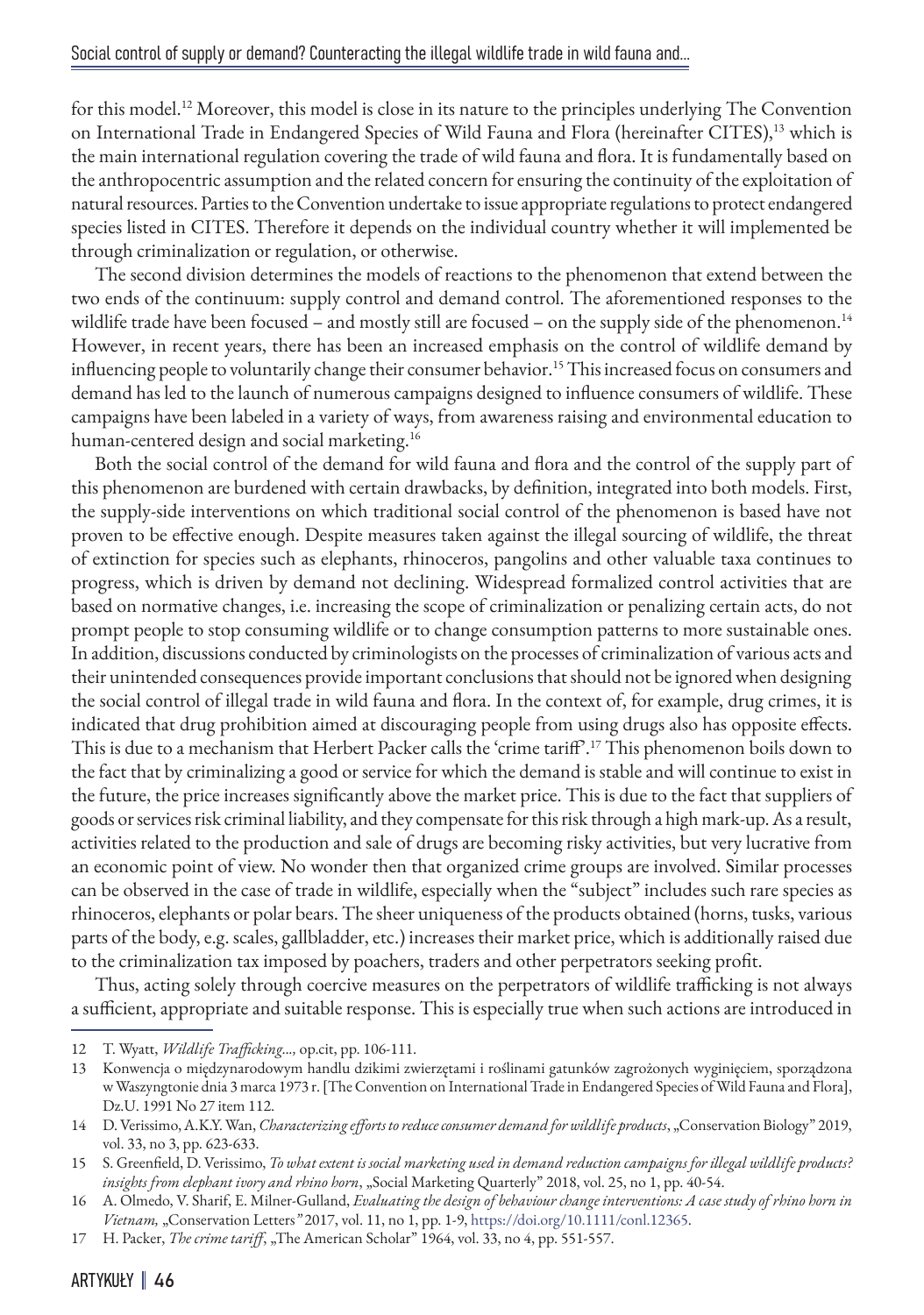for this model.[12] Moreover, this model is close in its nature to the principles underlying The Convention on International Trade in Endangered Species of Wild Fauna and Flora (hereinafter CITES),[13] which is the main international regulation covering the trade of wild fauna and flora. It is fundamentally based on the anthropocentric assumption and the related concern for ensuring the continuity of the exploitation of natural resources. Parties to the Convention undertake to issue appropriate regulations to protect endangered species listed in CITES. Therefore it depends on the individual country whether it will implemented be through criminalization or regulation, or otherwise.

The second division determines the models of reactions to the phenomenon that extend between the two ends of the continuum: supply control and demand control. The aforementioned responses to the wildlife trade have been focused – and mostly still are focused – on the supply side of the phenomenon.[14] However, in recent years, there has been an increased emphasis on the control of wildlife demand by influencing people to voluntarily change their consumer behavior.[15] This increased focus on consumers and demand has led to the launch of numerous campaigns designed to influence consumers of wildlife. These campaigns have been labeled in a variety of ways, from awareness raising and environmental education to human-centered design and social marketing.[16]

Both the social control of the demand for wild fauna and flora and the control of the supply part of this phenomenon are burdened with certain drawbacks, by definition, integrated into both models. First, the supply-side interventions on which traditional social control of the phenomenon is based have not proven to be effective enough. Despite measures taken against the illegal sourcing of wildlife, the threat of extinction for species such as elephants, rhinoceros, pangolins and other valuable taxa continues to progress, which is driven by demand not declining. Widespread formalized control activities that are based on normative changes, i.e. increasing the scope of criminalization or penalizing certain acts, do not prompt people to stop consuming wildlife or to change consumption patterns to more sustainable ones. In addition, discussions conducted by criminologists on the processes of criminalization of various acts and their unintended consequences provide important conclusions that should not be ignored when designing the social control of illegal trade in wild fauna and flora. In the context of, for example, drug crimes, it is indicated that drug prohibition aimed at discouraging people from using drugs also has opposite effects. This is due to a mechanism that Herbert Packer calls the 'crime tariff'.[17] This phenomenon boils down to the fact that by criminalizing a good or service for which the demand is stable and will continue to exist in the future, the price increases significantly above the market price. This is due to the fact that suppliers of goods or services risk criminal liability, and they compensate for this risk through a high mark-up. As a result, activities related to the production and sale of drugs are becoming risky activities, but very lucrative from an economic point of view. No wonder then that organized crime groups are involved. Similar processes can be observed in the case of trade in wildlife, especially when the "subject" includes such rare species as rhinoceros, elephants or polar bears. The sheer uniqueness of the products obtained (horns, tusks, various parts of the body, e.g. scales, gallbladder, etc.) increases their market price, which is additionally raised due to the criminalization tax imposed by poachers, traders and other perpetrators seeking profit.

Thus, acting solely through coercive measures on the perpetrators of wildlife trafficking is not always a sufficient, appropriate and suitable response. This is especially true when such actions are introduced in

---

12 T. Wyatt, *Wildlife Trafficking...,* op.cit, pp. 106-111.

13 Konwencja o międzynarodowym handlu dzikimi zwierzętami i roślinami gatunków zagrożonych wyginięciem, sporządzona w Waszyngtonie dnia 3 marca 1973 r. [The Convention on International Trade in Endangered Species of Wild Fauna and Flora], Dz.U. 1991 No 27 item 112.

14 D. Verissimo, A.K.Y. Wan, *Characterizing efforts to reduce consumer demand for wildlife products*, „Conservation Biology" 2019, vol. 33, no 3, pp. 623-633.

15 S. Greenfield, D. Verissimo, *To what extent is social marketing used in demand reduction campaigns for illegal wildlife products? insights from elephant ivory and rhino horn*, „Social Marketing Quarterly" 2018, vol. 25, no 1, pp. 40-54.

16 A. Olmedo, V. Sharif, E. Milner-Gulland, *Evaluating the design of behaviour change interventions: A case study of rhino horn in Vietnam,* „Conservation Letters*"* 2017, vol. 11, no 1, pp. 1-9, https://doi.org/10.1111/conl.12365.

17 H. Packer, *The crime tariff*, „The American Scholar" 1964, vol. 33, no 4, pp. 551-557.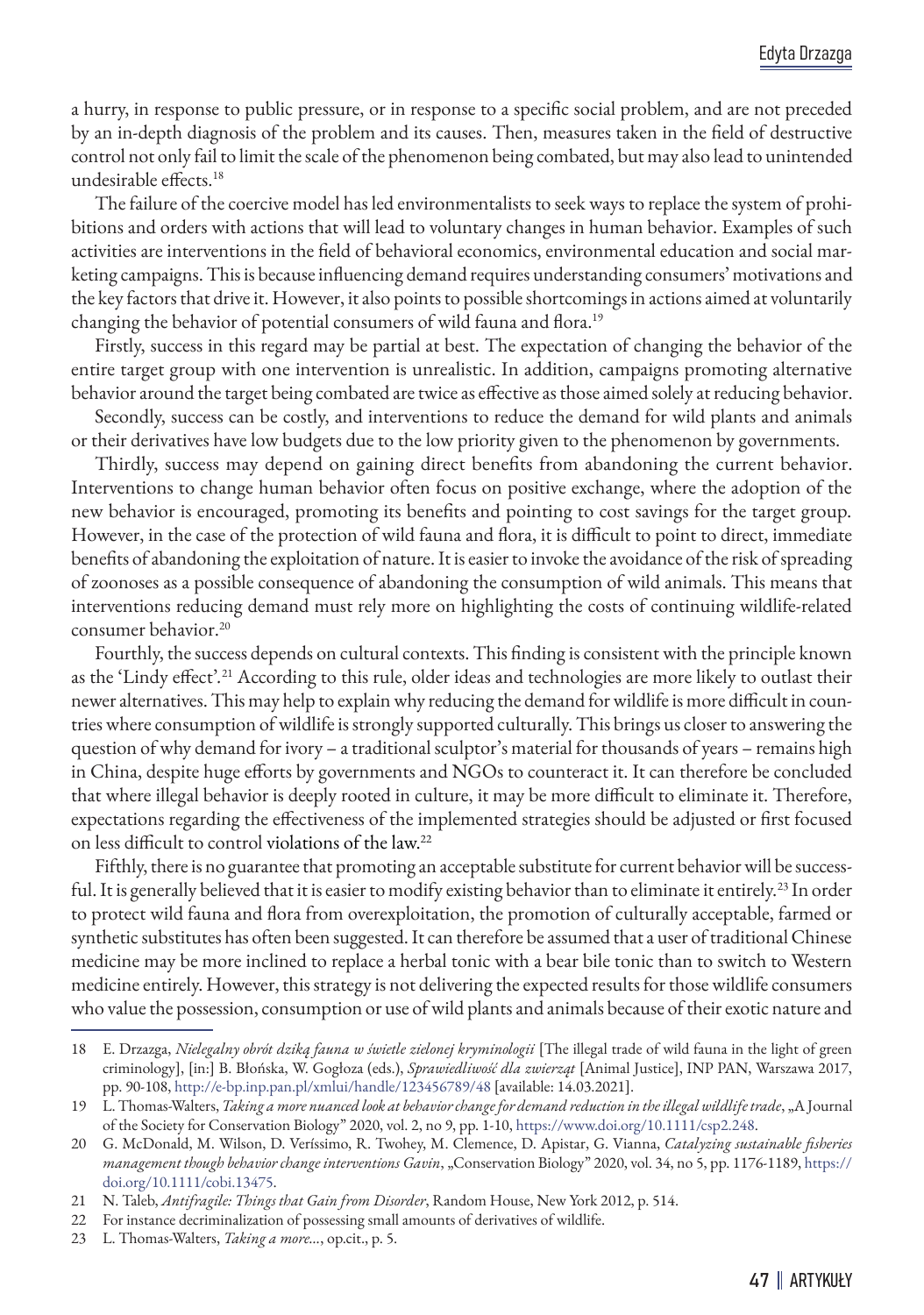a hurry, in response to public pressure, or in response to a specific social problem, and are not preceded by an in-depth diagnosis of the problem and its causes. Then, measures taken in the field of destructive control not only fail to limit the scale of the phenomenon being combated, but may also lead to unintended undesirable effects.[18]

The failure of the coercive model has led environmentalists to seek ways to replace the system of prohibitions and orders with actions that will lead to voluntary changes in human behavior. Examples of such activities are interventions in the field of behavioral economics, environmental education and social marketing campaigns. This is because influencing demand requires understanding consumers' motivations and the key factors that drive it. However, it also points to possible shortcomings in actions aimed at voluntarily changing the behavior of potential consumers of wild fauna and flora.[19]

Firstly, success in this regard may be partial at best. The expectation of changing the behavior of the entire target group with one intervention is unrealistic. In addition, campaigns promoting alternative behavior around the target being combated are twice as effective as those aimed solely at reducing behavior.

Secondly, success can be costly, and interventions to reduce the demand for wild plants and animals or their derivatives have low budgets due to the low priority given to the phenomenon by governments.

Thirdly, success may depend on gaining direct benefits from abandoning the current behavior. Interventions to change human behavior often focus on positive exchange, where the adoption of the new behavior is encouraged, promoting its benefits and pointing to cost savings for the target group. However, in the case of the protection of wild fauna and flora, it is difficult to point to direct, immediate benefits of abandoning the exploitation of nature. It is easier to invoke the avoidance of the risk of spreading of zoonoses as a possible consequence of abandoning the consumption of wild animals. This means that interventions reducing demand must rely more on highlighting the costs of continuing wildlife-related consumer behavior.[20]

Fourthly, the success depends on cultural contexts. This finding is consistent with the principle known as the 'Lindy effect'.[21] According to this rule, older ideas and technologies are more likely to outlast their newer alternatives. This may help to explain why reducing the demand for wildlife is more difficult in countries where consumption of wildlife is strongly supported culturally. This brings us closer to answering the question of why demand for ivory – a traditional sculptor's material for thousands of years – remains high in China, despite huge efforts by governments and NGOs to counteract it. It can therefore be concluded that where illegal behavior is deeply rooted in culture, it may be more difficult to eliminate it. Therefore, expectations regarding the effectiveness of the implemented strategies should be adjusted or first focused on less difficult to control violations of the law.[22]

Fifthly, there is no guarantee that promoting an acceptable substitute for current behavior will be successful. It is generally believed that it is easier to modify existing behavior than to eliminate it entirely.[23] In order to protect wild fauna and flora from overexploitation, the promotion of culturally acceptable, farmed or synthetic substitutes has often been suggested. It can therefore be assumed that a user of traditional Chinese medicine may be more inclined to replace a herbal tonic with a bear bile tonic than to switch to Western medicine entirely. However, this strategy is not delivering the expected results for those wildlife consumers who value the possession, consumption or use of wild plants and animals because of their exotic nature and

---

18 E. Drzazga, *Nielegalny obrót dziką fauna w świetle zielonej kryminologii* [The illegal trade of wild fauna in the light of green criminology], [in:] B. Błońska, W. Gogłoza (eds.), *Sprawiedliwość dla zwierząt* [Animal Justice], INP PAN, Warszawa 2017, pp. 90-108, http://e-bp.inp.pan.pl/xmlui/handle/123456789/48 [available: 14.03.2021].

19 L. Thomas-Walters, *Taking a more nuanced look at behavior change for demand reduction in the illegal wildlife trade*, „A Journal of the Society for Conservation Biology" 2020, vol. 2, no 9, pp. 1-10, https://www.doi.org/10.1111/csp2.248.

20 G. McDonald, M. Wilson, D. Veríssimo, R. Twohey, M. Clemence, D. Apistar, G. Vianna, *Catalyzing sustainable fisheries management though behavior change interventions Gavin*, „Conservation Biology" 2020, vol. 34, no 5, pp. 1176-1189, https://doi.org/10.1111/cobi.13475.

21 N. Taleb, *Antifragile: Things that Gain from Disorder*, Random House, New York 2012, p. 514.

22 For instance decriminalization of possessing small amounts of derivatives of wildlife.

23 L. Thomas-Walters, *Taking a more...*, op.cit., p. 5.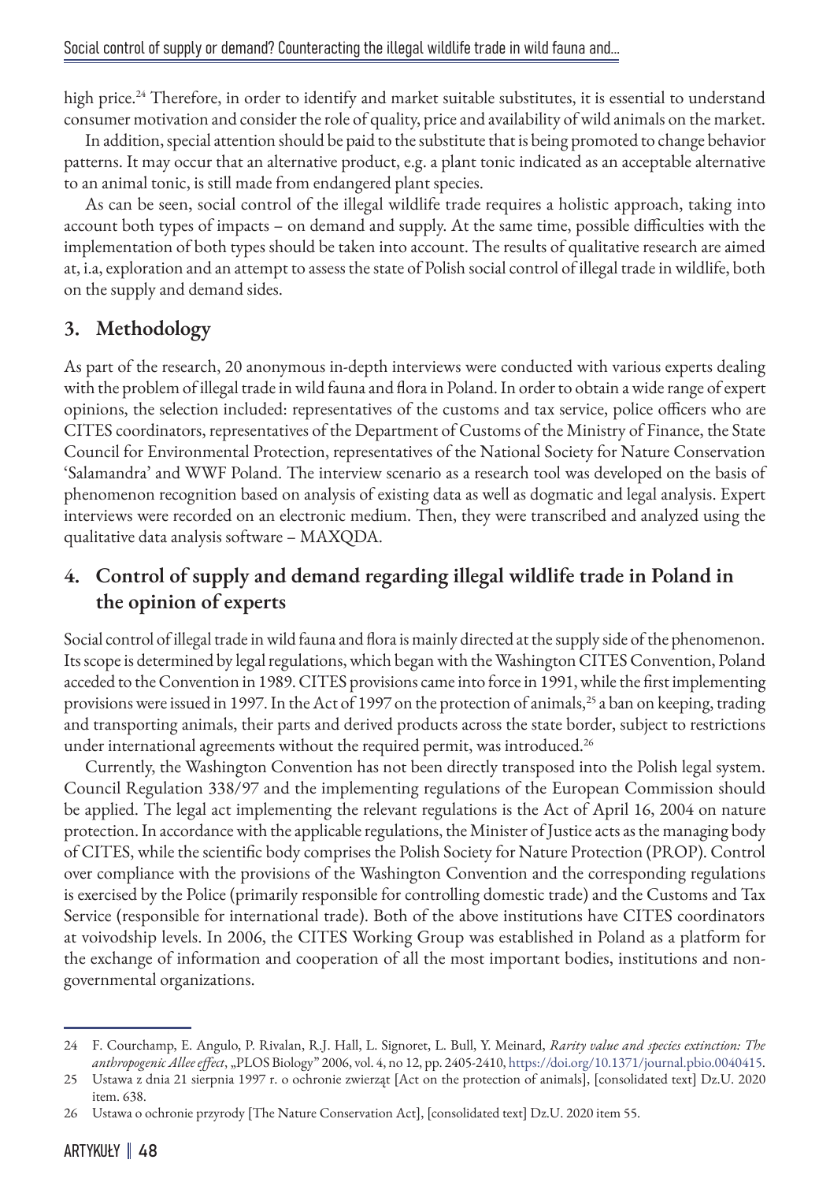high price.[24] Therefore, in order to identify and market suitable substitutes, it is essential to understand consumer motivation and consider the role of quality, price and availability of wild animals on the market.

In addition, special attention should be paid to the substitute that is being promoted to change behavior patterns. It may occur that an alternative product, e.g. a plant tonic indicated as an acceptable alternative to an animal tonic, is still made from endangered plant species.

As can be seen, social control of the illegal wildlife trade requires a holistic approach, taking into account both types of impacts – on demand and supply. At the same time, possible difficulties with the implementation of both types should be taken into account. The results of qualitative research are aimed at, i.a, exploration and an attempt to assess the state of Polish social control of illegal trade in wildlife, both on the supply and demand sides.

## 3. Methodology

As part of the research, 20 anonymous in-depth interviews were conducted with various experts dealing with the problem of illegal trade in wild fauna and flora in Poland. In order to obtain a wide range of expert opinions, the selection included: representatives of the customs and tax service, police officers who are CITES coordinators, representatives of the Department of Customs of the Ministry of Finance, the State Council for Environmental Protection, representatives of the National Society for Nature Conservation 'Salamandra' and WWF Poland. The interview scenario as a research tool was developed on the basis of phenomenon recognition based on analysis of existing data as well as dogmatic and legal analysis. Expert interviews were recorded on an electronic medium. Then, they were transcribed and analyzed using the qualitative data analysis software – MAXQDA.

## 4. Control of supply and demand regarding illegal wildlife trade in Poland in the opinion of experts

Social control of illegal trade in wild fauna and flora is mainly directed at the supply side of the phenomenon. Its scope is determined by legal regulations, which began with the Washington CITES Convention, Poland acceded to the Convention in 1989. CITES provisions came into force in 1991, while the first implementing provisions were issued in 1997. In the Act of 1997 on the protection of animals,[25] a ban on keeping, trading and transporting animals, their parts and derived products across the state border, subject to restrictions under international agreements without the required permit, was introduced.[26]

Currently, the Washington Convention has not been directly transposed into the Polish legal system. Council Regulation 338/97 and the implementing regulations of the European Commission should be applied. The legal act implementing the relevant regulations is the Act of April 16, 2004 on nature protection. In accordance with the applicable regulations, the Minister of Justice acts as the managing body of CITES, while the scientific body comprises the Polish Society for Nature Protection (PROP). Control over compliance with the provisions of the Washington Convention and the corresponding regulations is exercised by the Police (primarily responsible for controlling domestic trade) and the Customs and Tax Service (responsible for international trade). Both of the above institutions have CITES coordinators at voivodship levels. In 2006, the CITES Working Group was established in Poland as a platform for the exchange of information and cooperation of all the most important bodies, institutions and non-governmental organizations.

---

24 F. Courchamp, E. Angulo, P. Rivalan, R.J. Hall, L. Signoret, L. Bull, Y. Meinard, *Rarity value and species extinction: The anthropogenic Allee effect*, „PLOS Biology" 2006, vol. 4, no 12, pp. 2405-2410, https://doi.org/10.1371/journal.pbio.0040415.

25 Ustawa z dnia 21 sierpnia 1997 r. o ochronie zwierząt [Act on the protection of animals], [consolidated text] Dz.U. 2020 item. 638.

26 Ustawa o ochronie przyrody [The Nature Conservation Act], [consolidated text] Dz.U. 2020 item 55.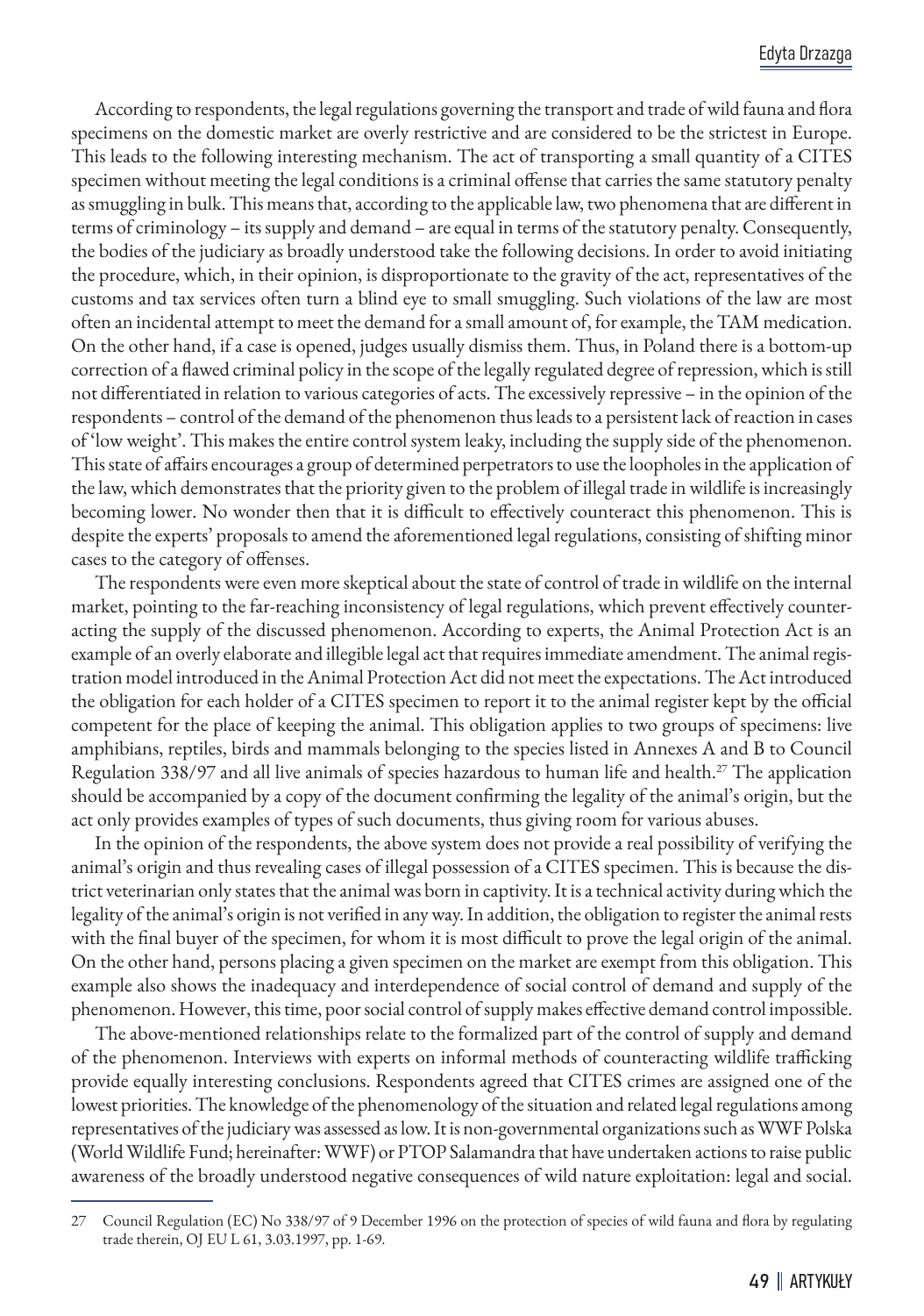According to respondents, the legal regulations governing the transport and trade of wild fauna and flora specimens on the domestic market are overly restrictive and are considered to be the strictest in Europe. This leads to the following interesting mechanism. The act of transporting a small quantity of a CITES specimen without meeting the legal conditions is a criminal offense that carries the same statutory penalty as smuggling in bulk. This means that, according to the applicable law, two phenomena that are different in terms of criminology – its supply and demand – are equal in terms of the statutory penalty. Consequently, the bodies of the judiciary as broadly understood take the following decisions. In order to avoid initiating the procedure, which, in their opinion, is disproportionate to the gravity of the act, representatives of the customs and tax services often turn a blind eye to small smuggling. Such violations of the law are most often an incidental attempt to meet the demand for a small amount of, for example, the TAM medication. On the other hand, if a case is opened, judges usually dismiss them. Thus, in Poland there is a bottom-up correction of a flawed criminal policy in the scope of the legally regulated degree of repression, which is still not differentiated in relation to various categories of acts. The excessively repressive – in the opinion of the respondents – control of the demand of the phenomenon thus leads to a persistent lack of reaction in cases of 'low weight'. This makes the entire control system leaky, including the supply side of the phenomenon. This state of affairs encourages a group of determined perpetrators to use the loopholes in the application of the law, which demonstrates that the priority given to the problem of illegal trade in wildlife is increasingly becoming lower. No wonder then that it is difficult to effectively counteract this phenomenon. This is despite the experts' proposals to amend the aforementioned legal regulations, consisting of shifting minor cases to the category of offenses.

The respondents were even more skeptical about the state of control of trade in wildlife on the internal market, pointing to the far-reaching inconsistency of legal regulations, which prevent effectively counteracting the supply of the discussed phenomenon. According to experts, the Animal Protection Act is an example of an overly elaborate and illegible legal act that requires immediate amendment. The animal registration model introduced in the Animal Protection Act did not meet the expectations. The Act introduced the obligation for each holder of a CITES specimen to report it to the animal register kept by the official competent for the place of keeping the animal. This obligation applies to two groups of specimens: live amphibians, reptiles, birds and mammals belonging to the species listed in Annexes A and B to Council Regulation 338/97 and all live animals of species hazardous to human life and health.[27] The application should be accompanied by a copy of the document confirming the legality of the animal's origin, but the act only provides examples of types of such documents, thus giving room for various abuses.

In the opinion of the respondents, the above system does not provide a real possibility of verifying the animal's origin and thus revealing cases of illegal possession of a CITES specimen. This is because the district veterinarian only states that the animal was born in captivity. It is a technical activity during which the legality of the animal's origin is not verified in any way. In addition, the obligation to register the animal rests with the final buyer of the specimen, for whom it is most difficult to prove the legal origin of the animal. On the other hand, persons placing a given specimen on the market are exempt from this obligation. This example also shows the inadequacy and interdependence of social control of demand and supply of the phenomenon. However, this time, poor social control of supply makes effective demand control impossible.

The above-mentioned relationships relate to the formalized part of the control of supply and demand of the phenomenon. Interviews with experts on informal methods of counteracting wildlife trafficking provide equally interesting conclusions. Respondents agreed that CITES crimes are assigned one of the lowest priorities. The knowledge of the phenomenology of the situation and related legal regulations among representatives of the judiciary was assessed as low. It is non-governmental organizations such as WWF Polska (World Wildlife Fund; hereinafter: WWF) or PTOP Salamandra that have undertaken actions to raise public awareness of the broadly understood negative consequences of wild nature exploitation: legal and social.

---

27 Council Regulation (EC) No 338/97 of 9 December 1996 on the protection of species of wild fauna and flora by regulating trade therein, OJ EU L 61, 3.03.1997, pp. 1-69.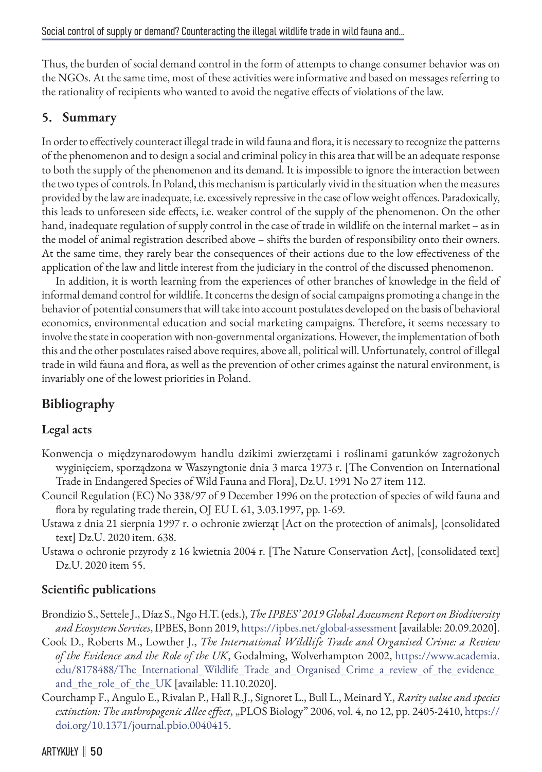Thus, the burden of social demand control in the form of attempts to change consumer behavior was on the NGOs. At the same time, most of these activities were informative and based on messages referring to the rationality of recipients who wanted to avoid the negative effects of violations of the law.

## 5. Summary

In order to effectively counteract illegal trade in wild fauna and flora, it is necessary to recognize the patterns of the phenomenon and to design a social and criminal policy in this area that will be an adequate response to both the supply of the phenomenon and its demand. It is impossible to ignore the interaction between the two types of controls. In Poland, this mechanism is particularly vivid in the situation when the measures provided by the law are inadequate, i.e. excessively repressive in the case of low weight offences. Paradoxically, this leads to unforeseen side effects, i.e. weaker control of the supply of the phenomenon. On the other hand, inadequate regulation of supply control in the case of trade in wildlife on the internal market – as in the model of animal registration described above – shifts the burden of responsibility onto their owners. At the same time, they rarely bear the consequences of their actions due to the low effectiveness of the application of the law and little interest from the judiciary in the control of the discussed phenomenon.

In addition, it is worth learning from the experiences of other branches of knowledge in the field of informal demand control for wildlife. It concerns the design of social campaigns promoting a change in the behavior of potential consumers that will take into account postulates developed on the basis of behavioral economics, environmental education and social marketing campaigns. Therefore, it seems necessary to involve the state in cooperation with non-governmental organizations. However, the implementation of both this and the other postulates raised above requires, above all, political will. Unfortunately, control of illegal trade in wild fauna and flora, as well as the prevention of other crimes against the natural environment, is invariably one of the lowest priorities in Poland.

## Bibliography

### Legal acts

Konwencja o międzynarodowym handlu dzikimi zwierzętami i roślinami gatunków zagrożonych wyginięciem, sporządzona w Waszyngtonie dnia 3 marca 1973 r. [The Convention on International Trade in Endangered Species of Wild Fauna and Flora], Dz.U. 1991 No 27 item 112.

Council Regulation (EC) No 338/97 of 9 December 1996 on the protection of species of wild fauna and flora by regulating trade therein, OJ EU L 61, 3.03.1997, pp. 1-69.

Ustawa z dnia 21 sierpnia 1997 r. o ochronie zwierząt [Act on the protection of animals], [consolidated text] Dz.U. 2020 item. 638.

Ustawa o ochronie przyrody z 16 kwietnia 2004 r. [The Nature Conservation Act], [consolidated text] Dz.U. 2020 item 55.

### Scientific publications

Brondizio S., Settele J., Díaz S., Ngo H.T. (eds.), *The IPBES' 2019 Global Assessment Report on Biodiversity and Ecosystem Services*, IPBES, Bonn 2019, https://ipbes.net/global-assessment [available: 20.09.2020].

Cook D., Roberts M., Lowther J., *The International Wildlife Trade and Organised Crime: a Review of the Evidence and the Role of the UK*, Godalming, Wolverhampton 2002, https://www.academia.edu/8178488/The_International_Wildlife_Trade_and_Organised_Crime_a_review_of_the_evidence_and_the_role_of_the_UK [available: 11.10.2020].

Courchamp F., Angulo E., Rivalan P., Hall R.J., Signoret L., Bull L., Meinard Y., *Rarity value and species extinction: The anthropogenic Allee effect*, „PLOS Biology" 2006, vol. 4, no 12, pp. 2405-2410, https://doi.org/10.1371/journal.pbio.0040415.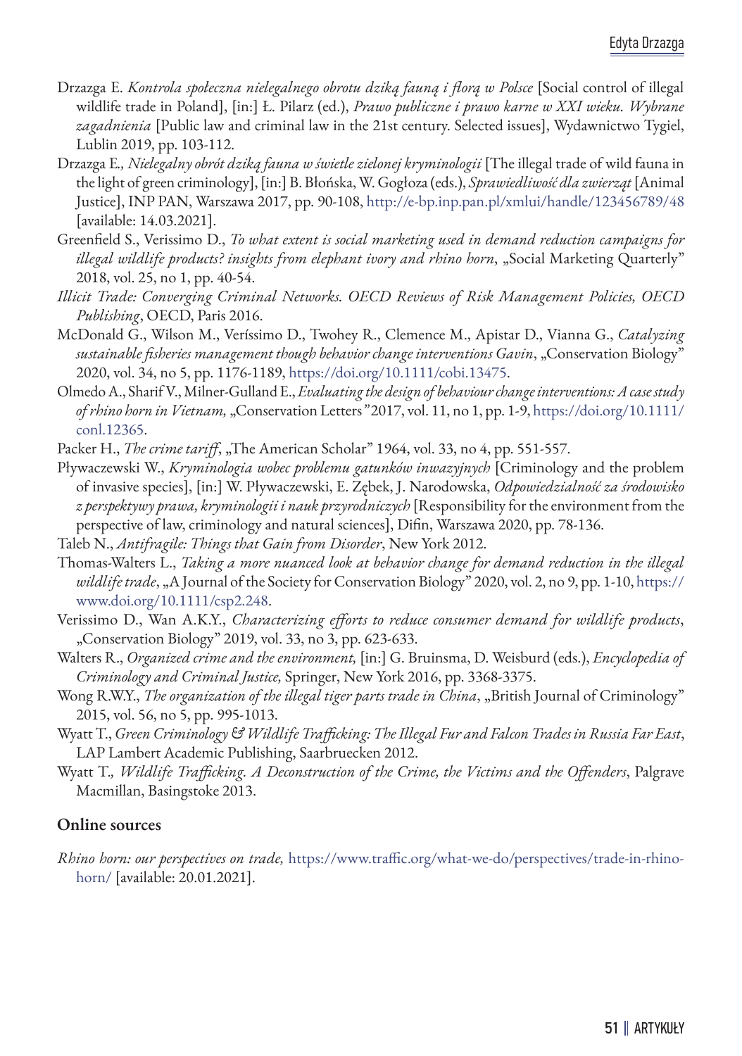Drzazga E. *Kontrola społeczna nielegalnego obrotu dziką fauną i florą w Polsce* [Social control of illegal wildlife trade in Poland], [in:] Ł. Pilarz (ed.), *Prawo publiczne i prawo karne w XXI wieku. Wybrane zagadnienia* [Public law and criminal law in the 21st century. Selected issues], Wydawnictwo Tygiel, Lublin 2019, pp. 103-112.

Drzazga E., *Nielegalny obrót dziką fauna w świetle zielonej kryminologii* [The illegal trade of wild fauna in the light of green criminology], [in:] B. Błońska, W. Gogłoza (eds.), *Sprawiedliwość dla zwierząt* [Animal Justice], INP PAN, Warszawa 2017, pp. 90-108, http://e-bp.inp.pan.pl/xmlui/handle/123456789/48 [available: 14.03.2021].

Greenfield S., Verissimo D., *To what extent is social marketing used in demand reduction campaigns for illegal wildlife products? insights from elephant ivory and rhino horn*, „Social Marketing Quarterly" 2018, vol. 25, no 1, pp. 40-54.

*Illicit Trade: Converging Criminal Networks. OECD Reviews of Risk Management Policies, OECD Publishing*, OECD, Paris 2016.

McDonald G., Wilson M., Veríssimo D., Twohey R., Clemence M., Apistar D., Vianna G., *Catalyzing sustainable fisheries management though behavior change interventions Gavin*, „Conservation Biology" 2020, vol. 34, no 5, pp. 1176-1189, https://doi.org/10.1111/cobi.13475.

Olmedo A., Sharif V., Milner-Gulland E., *Evaluating the design of behaviour change interventions: A case study of rhino horn in Vietnam,* „Conservation Letters" 2017, vol. 11, no 1, pp. 1-9, https://doi.org/10.1111/conl.12365.

Packer H., *The crime tariff*, „The American Scholar" 1964, vol. 33, no 4, pp. 551-557.

Pływaczewski W., *Kryminologia wobec problemu gatunków inwazyjnych* [Criminology and the problem of invasive species], [in:] W. Pływaczewski, E. Zębek, J. Narodowska, *Odpowiedzialność za środowisko z perspektywy prawa, kryminologii i nauk przyrodniczych* [Responsibility for the environment from the perspective of law, criminology and natural sciences], Difin, Warszawa 2020, pp. 78-136.

Taleb N., *Antifragile: Things that Gain from Disorder*, New York 2012.

Thomas-Walters L., *Taking a more nuanced look at behavior change for demand reduction in the illegal wildlife trade*, „A Journal of the Society for Conservation Biology" 2020, vol. 2, no 9, pp. 1-10, https://www.doi.org/10.1111/csp2.248.

Verissimo D., Wan A.K.Y., *Characterizing efforts to reduce consumer demand for wildlife products*, „Conservation Biology" 2019, vol. 33, no 3, pp. 623-633.

Walters R., *Organized crime and the environment,* [in:] G. Bruinsma, D. Weisburd (eds.), *Encyclopedia of Criminology and Criminal Justice,* Springer, New York 2016, pp. 3368-3375.

Wong R.W.Y., *The organization of the illegal tiger parts trade in China*, „British Journal of Criminology" 2015, vol. 56, no 5, pp. 995-1013.

Wyatt T., *Green Criminology & Wildlife Trafficking: The Illegal Fur and Falcon Trades in Russia Far East*, LAP Lambert Academic Publishing, Saarbruecken 2012.

Wyatt T.*, Wildlife Trafficking. A Deconstruction of the Crime, the Victims and the Offenders*, Palgrave Macmillan, Basingstoke 2013.

### Online sources

*Rhino horn: our perspectives on trade,* https://www.traffic.org/what-we-do/perspectives/trade-in-rhino-horn/ [available: 20.01.2021].